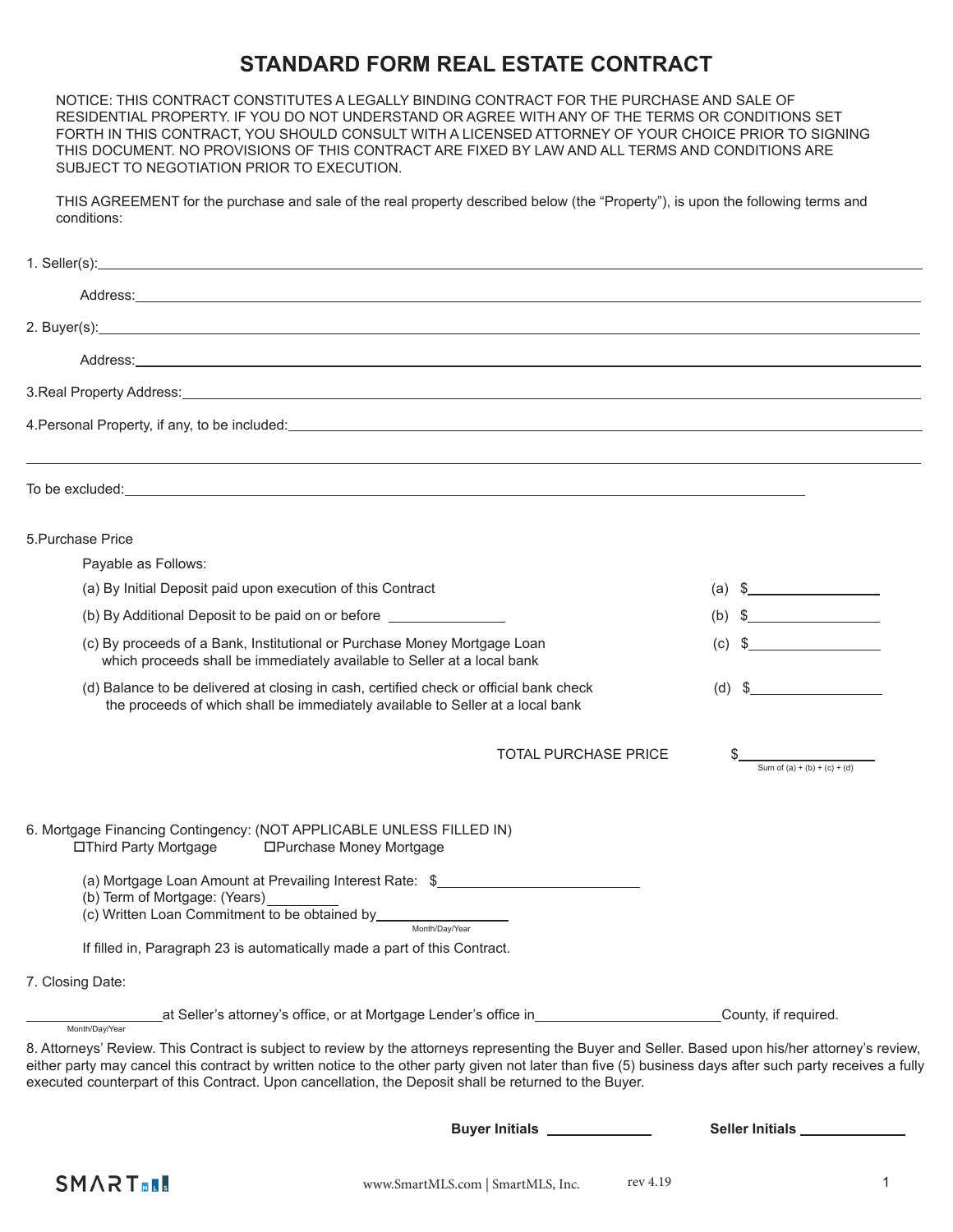# STANDARD FORM REAL ESTATE CONTRACT

NOTICE: THIS CONTRACT CONSTITUTES A LEGALLY BINDING CONTRACT FOR THE PURCHASE AND SALE OF RESIDENTIAL PROPERTY. IF YOU DO NOT UNDERSTAND OR AGREE WITH ANY OF THE TERMS OR CONDITIONS SET FORTH IN THIS CONTRACT, YOU SHOULD CONSULT WITH A LICENSED ATTORNEY OF YOUR CHOICE PRIOR TO SIGNING THIS DOCUMENT. NO PROVISIONS OF THIS CONTRACT ARE FIXED BY LAW AND ALL TERMS AND CONDITIONS ARE SUBJECT TO NEGOTIATION PRIOR TO EXECUTION.

THIS AGREEMENT for the purchase and sale of the real property described below (the "Property"), is upon the following terms and conditions:

1. Seller(s): ______________________________

   Address: ______________________________

2. Buyer(s): ______________________________

   Address: ______________________________

3. Real Property Address: ______________________________

4. Personal Property, if any, to be included: ______________________________

______________________________

To be excluded: ______________________________

5. Purchase Price

   Payable as Follows:

| | |
|---|---|
| (a) By Initial Deposit paid upon execution of this Contract | (a) $__________ |
| (b) By Additional Deposit to be paid on or before __________ | (b) $__________ |
| (c) By proceeds of a Bank, Institutional or Purchase Money Mortgage Loan which proceeds shall be immediately available to Seller at a local bank | (c) $__________ |
| (d) Balance to be delivered at closing in cash, certified check or official bank check the proceeds of which shall be immediately available to Seller at a local bank | (d) $__________ |
| TOTAL PURCHASE PRICE | $__________ (Sum of (a) + (b) + (c) + (d)) |

6. Mortgage Financing Contingency: (NOT APPLICABLE UNLESS FILLED IN)

   ☐ Third Party Mortgage   ☐ Purchase Money Mortgage

   (a) Mortgage Loan Amount at Prevailing Interest Rate: $__________
   (b) Term of Mortgage: (Years) __________
   (c) Written Loan Commitment to be obtained by __________ (Month/Day/Year)

   If filled in, Paragraph 23 is automatically made a part of this Contract.

7. Closing Date:

__________ (Month/Day/Year) at Seller's attorney's office, or at Mortgage Lender's office in __________ County, if required.

8. Attorneys' Review. This Contract is subject to review by the attorneys representing the Buyer and Seller. Based upon his/her attorney's review, either party may cancel this contract by written notice to the other party given not later than five (5) business days after such party receives a fully executed counterpart of this Contract. Upon cancellation, the Deposit shall be returned to the Buyer.

**Buyer Initials** __________   **Seller Initials** __________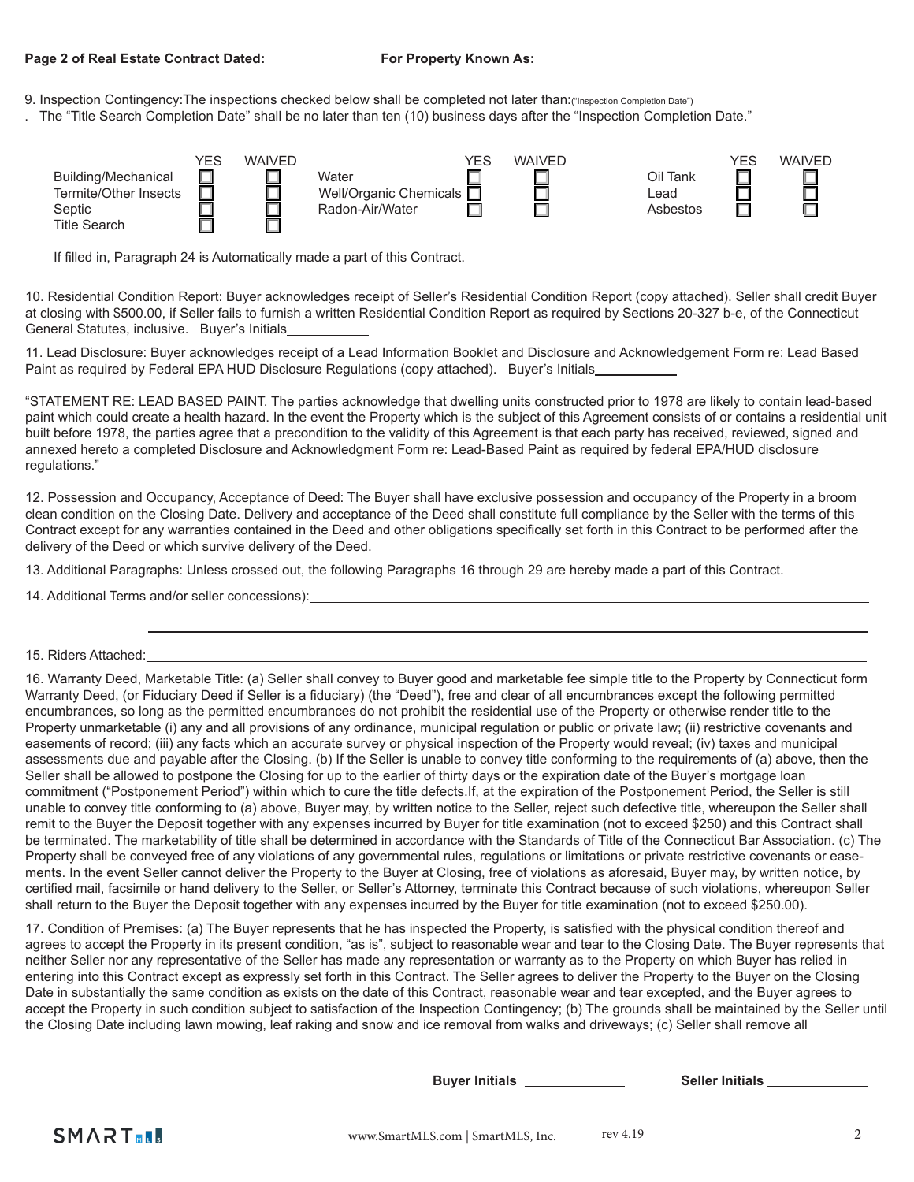Page 2 of Real Estate Contract Dated:_______________ For Property Known As:_______________________________________________

9. Inspection Contingency:The inspections checked below shall be completed not later than:("Inspection Completion Date")____________________
. The "Title Search Completion Date" shall be no later than ten (10) business days after the "Inspection Completion Date."

| | YES | WAIVED | | YES | WAIVED | | YES | WAIVED |
|---|---|---|---|---|---|---|---|---|
| Building/Mechanical | ☐ | ☐ | Water | ☐ | ☐ | Oil Tank | ☐ | ☐ |
| Termite/Other Insects | ☐ | ☐ | Well/Organic Chemicals | ☐ | ☐ | Lead | ☐ | ☐ |
| Septic | ☐ | ☐ | Radon-Air/Water | ☐ | ☐ | Asbestos | ☐ | ☐ |
| Title Search | ☐ | ☐ | | | | | | |

If filled in, Paragraph 24 is Automatically made a part of this Contract.

10. Residential Condition Report: Buyer acknowledges receipt of Seller's Residential Condition Report (copy attached). Seller shall credit Buyer at closing with $500.00, if Seller fails to furnish a written Residential Condition Report as required by Sections 20-327 b-e, of the Connecticut General Statutes, inclusive. Buyer's Initials____________

11. Lead Disclosure: Buyer acknowledges receipt of a Lead Information Booklet and Disclosure and Acknowledgement Form re: Lead Based Paint as required by Federal EPA HUD Disclosure Regulations (copy attached). Buyer's Initials____________

"STATEMENT RE: LEAD BASED PAINT. The parties acknowledge that dwelling units constructed prior to 1978 are likely to contain lead-based paint which could create a health hazard. In the event the Property which is the subject of this Agreement consists of or contains a residential unit built before 1978, the parties agree that a precondition to the validity of this Agreement is that each party has received, reviewed, signed and annexed hereto a completed Disclosure and Acknowledgment Form re: Lead-Based Paint as required by federal EPA/HUD disclosure regulations."

12. Possession and Occupancy, Acceptance of Deed: The Buyer shall have exclusive possession and occupancy of the Property in a broom clean condition on the Closing Date. Delivery and acceptance of the Deed shall constitute full compliance by the Seller with the terms of this Contract except for any warranties contained in the Deed and other obligations specifically set forth in this Contract to be performed after the delivery of the Deed or which survive delivery of the Deed.

13. Additional Paragraphs: Unless crossed out, the following Paragraphs 16 through 29 are hereby made a part of this Contract.

14. Additional Terms and/or seller concessions):_______________________________________________

_______________________________________________

15. Riders Attached:_______________________________________________

16. Warranty Deed, Marketable Title: (a) Seller shall convey to Buyer good and marketable fee simple title to the Property by Connecticut form Warranty Deed, (or Fiduciary Deed if Seller is a fiduciary) (the "Deed"), free and clear of all encumbrances except the following permitted encumbrances, so long as the permitted encumbrances do not prohibit the residential use of the Property or otherwise render title to the Property unmarketable (i) any and all provisions of any ordinance, municipal regulation or public or private law; (ii) restrictive covenants and easements of record; (iii) any facts which an accurate survey or physical inspection of the Property would reveal; (iv) taxes and municipal assessments due and payable after the Closing. (b) If the Seller is unable to convey title conforming to the requirements of (a) above, then the Seller shall be allowed to postpone the Closing for up to the earlier of thirty days or the expiration date of the Buyer's mortgage loan commitment ("Postponement Period") within which to cure the title defects.If, at the expiration of the Postponement Period, the Seller is still unable to convey title conforming to (a) above, Buyer may, by written notice to the Seller, reject such defective title, whereupon the Seller shall remit to the Buyer the Deposit together with any expenses incurred by Buyer for title examination (not to exceed $250) and this Contract shall be terminated. The marketability of title shall be determined in accordance with the Standards of Title of the Connecticut Bar Association. (c) The Property shall be conveyed free of any violations of any governmental rules, regulations or limitations or private restrictive covenants or easements. In the event Seller cannot deliver the Property to the Buyer at Closing, free of violations as aforesaid, Buyer may, by written notice, by certified mail, facsimile or hand delivery to the Seller, or Seller's Attorney, terminate this Contract because of such violations, whereupon Seller shall return to the Buyer the Deposit together with any expenses incurred by the Buyer for title examination (not to exceed $250.00).

17. Condition of Premises: (a) The Buyer represents that he has inspected the Property, is satisfied with the physical condition thereof and agrees to accept the Property in its present condition, "as is", subject to reasonable wear and tear to the Closing Date. The Buyer represents that neither Seller nor any representative of the Seller has made any representation or warranty as to the Property on which Buyer has relied in entering into this Contract except as expressly set forth in this Contract. The Seller agrees to deliver the Property to the Buyer on the Closing Date in substantially the same condition as exists on the date of this Contract, reasonable wear and tear excepted, and the Buyer agrees to accept the Property in such condition subject to satisfaction of the Inspection Contingency; (b) The grounds shall be maintained by the Seller until the Closing Date including lawn mowing, leaf raking and snow and ice removal from walks and driveways; (c) Seller shall remove all

**Buyer Initials** ____________ **Seller Initials** ____________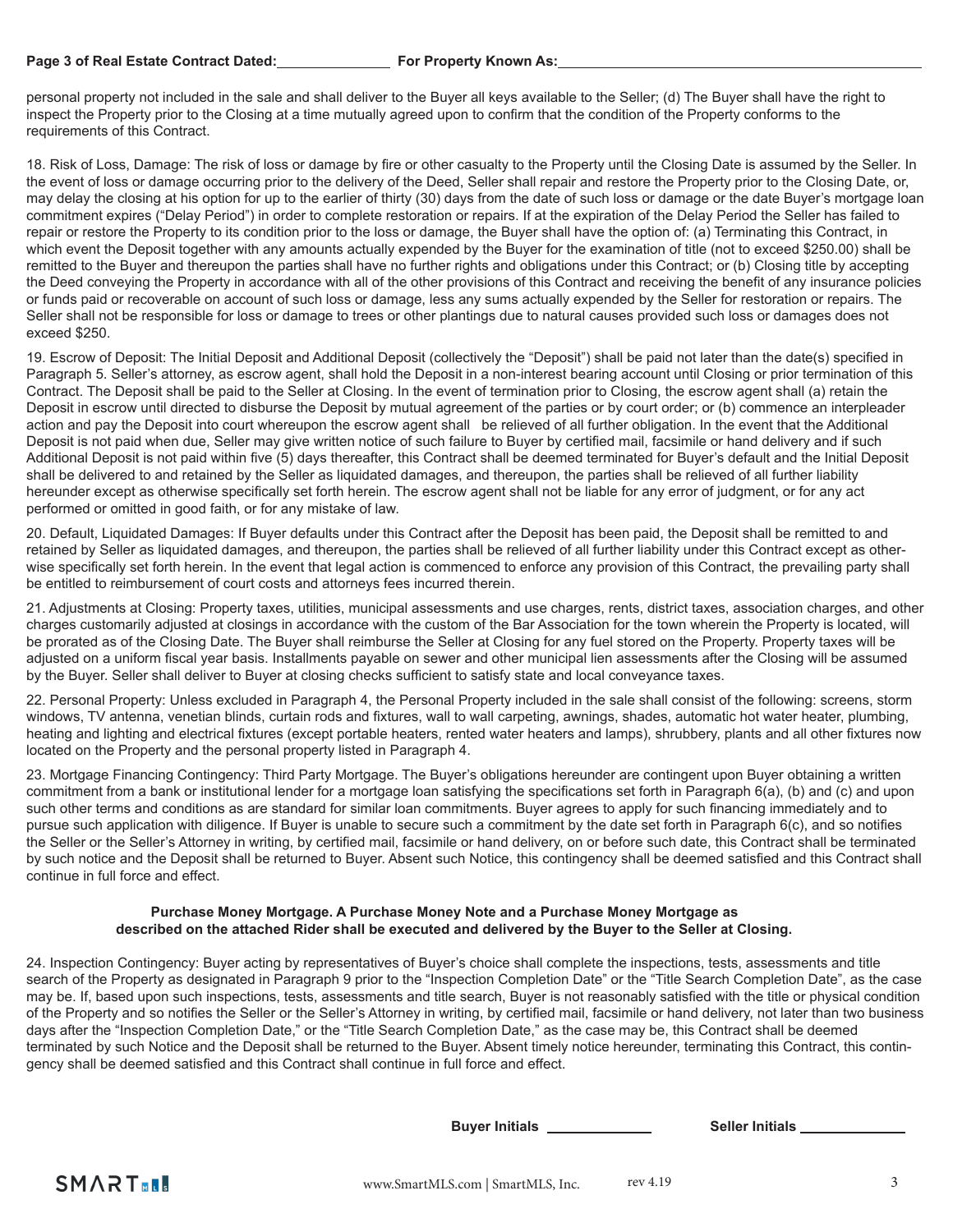personal property not included in the sale and shall deliver to the Buyer all keys available to the Seller; (d) The Buyer shall have the right to inspect the Property prior to the Closing at a time mutually agreed upon to confirm that the condition of the Property conforms to the requirements of this Contract.

18. Risk of Loss, Damage: The risk of loss or damage by fire or other casualty to the Property until the Closing Date is assumed by the Seller. In the event of loss or damage occurring prior to the delivery of the Deed, Seller shall repair and restore the Property prior to the Closing Date, or, may delay the closing at his option for up to the earlier of thirty (30) days from the date of such loss or damage or the date Buyer's mortgage loan commitment expires ("Delay Period") in order to complete restoration or repairs. If at the expiration of the Delay Period the Seller has failed to repair or restore the Property to its condition prior to the loss or damage, the Buyer shall have the option of: (a) Terminating this Contract, in which event the Deposit together with any amounts actually expended by the Buyer for the examination of title (not to exceed $250.00) shall be remitted to the Buyer and thereupon the parties shall have no further rights and obligations under this Contract; or (b) Closing title by accepting the Deed conveying the Property in accordance with all of the other provisions of this Contract and receiving the benefit of any insurance policies or funds paid or recoverable on account of such loss or damage, less any sums actually expended by the Seller for restoration or repairs. The Seller shall not be responsible for loss or damage to trees or other plantings due to natural causes provided such loss or damages does not exceed $250.

19. Escrow of Deposit: The Initial Deposit and Additional Deposit (collectively the "Deposit") shall be paid not later than the date(s) specified in Paragraph 5. Seller's attorney, as escrow agent, shall hold the Deposit in a non-interest bearing account until Closing or prior termination of this Contract. The Deposit shall be paid to the Seller at Closing. In the event of termination prior to Closing, the escrow agent shall (a) retain the Deposit in escrow until directed to disburse the Deposit by mutual agreement of the parties or by court order; or (b) commence an interpleader action and pay the Deposit into court whereupon the escrow agent shall be relieved of all further obligation. In the event that the Additional Deposit is not paid when due, Seller may give written notice of such failure to Buyer by certified mail, facsimile or hand delivery and if such Additional Deposit is not paid within five (5) days thereafter, this Contract shall be deemed terminated for Buyer's default and the Initial Deposit shall be delivered to and retained by the Seller as liquidated damages, and thereupon, the parties shall be relieved of all further liability hereunder except as otherwise specifically set forth herein. The escrow agent shall not be liable for any error of judgment, or for any act performed or omitted in good faith, or for any mistake of law.

20. Default, Liquidated Damages: If Buyer defaults under this Contract after the Deposit has been paid, the Deposit shall be remitted to and retained by Seller as liquidated damages, and thereupon, the parties shall be relieved of all further liability under this Contract except as otherwise specifically set forth herein. In the event that legal action is commenced to enforce any provision of this Contract, the prevailing party shall be entitled to reimbursement of court costs and attorneys fees incurred therein.

21. Adjustments at Closing: Property taxes, utilities, municipal assessments and use charges, rents, district taxes, association charges, and other charges customarily adjusted at closings in accordance with the custom of the Bar Association for the town wherein the Property is located, will be prorated as of the Closing Date. The Buyer shall reimburse the Seller at Closing for any fuel stored on the Property. Property taxes will be adjusted on a uniform fiscal year basis. Installments payable on sewer and other municipal lien assessments after the Closing will be assumed by the Buyer. Seller shall deliver to Buyer at closing checks sufficient to satisfy state and local conveyance taxes.

22. Personal Property: Unless excluded in Paragraph 4, the Personal Property included in the sale shall consist of the following: screens, storm windows, TV antenna, venetian blinds, curtain rods and fixtures, wall to wall carpeting, awnings, shades, automatic hot water heater, plumbing, heating and lighting and electrical fixtures (except portable heaters, rented water heaters and lamps), shrubbery, plants and all other fixtures now located on the Property and the personal property listed in Paragraph 4.

23. Mortgage Financing Contingency: Third Party Mortgage. The Buyer's obligations hereunder are contingent upon Buyer obtaining a written commitment from a bank or institutional lender for a mortgage loan satisfying the specifications set forth in Paragraph 6(a), (b) and (c) and upon such other terms and conditions as are standard for similar loan commitments. Buyer agrees to apply for such financing immediately and to pursue such application with diligence. If Buyer is unable to secure such a commitment by the date set forth in Paragraph 6(c), and so notifies the Seller or the Seller's Attorney in writing, by certified mail, facsimile or hand delivery, on or before such date, this Contract shall be terminated by such notice and the Deposit shall be returned to Buyer. Absent such Notice, this contingency shall be deemed satisfied and this Contract shall continue in full force and effect.

**Purchase Money Mortgage. A Purchase Money Note and a Purchase Money Mortgage as described on the attached Rider shall be executed and delivered by the Buyer to the Seller at Closing.**

24. Inspection Contingency: Buyer acting by representatives of Buyer's choice shall complete the inspections, tests, assessments and title search of the Property as designated in Paragraph 9 prior to the "Inspection Completion Date" or the "Title Search Completion Date", as the case may be. If, based upon such inspections, tests, assessments and title search, Buyer is not reasonably satisfied with the title or physical condition of the Property and so notifies the Seller or the Seller's Attorney in writing, by certified mail, facsimile or hand delivery, not later than two business days after the "Inspection Completion Date," or the "Title Search Completion Date," as the case may be, this Contract shall be deemed terminated by such Notice and the Deposit shall be returned to the Buyer. Absent timely notice hereunder, terminating this Contract, this contingency shall be deemed satisfied and this Contract shall continue in full force and effect.

**Buyer Initials** ____________ **Seller Initials** ____________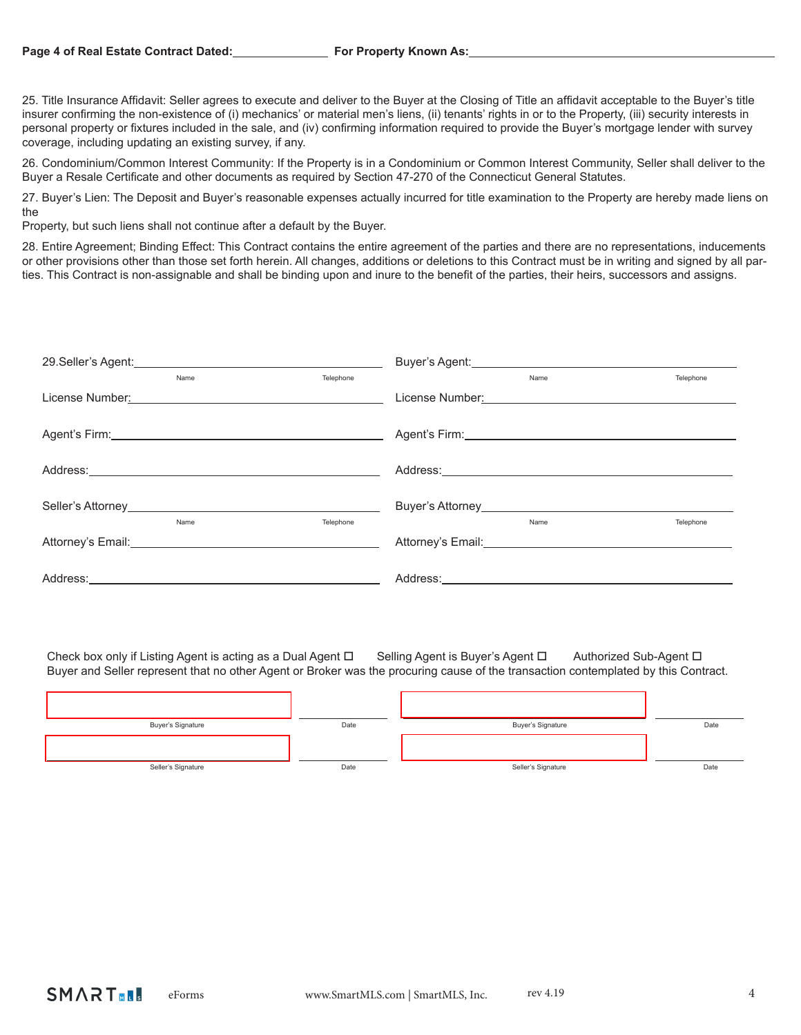Page 4 of Real Estate Contract Dated:______________ For Property Known As:______________________________________________

25. Title Insurance Affidavit: Seller agrees to execute and deliver to the Buyer at the Closing of Title an affidavit acceptable to the Buyer's title insurer confirming the non-existence of (i) mechanics' or material men's liens, (ii) tenants' rights in or to the Property, (iii) security interests in personal property or fixtures included in the sale, and (iv) confirming information required to provide the Buyer's mortgage lender with survey coverage, including updating an existing survey, if any.

26. Condominium/Common Interest Community: If the Property is in a Condominium or Common Interest Community, Seller shall deliver to the Buyer a Resale Certificate and other documents as required by Section 47-270 of the Connecticut General Statutes.

27. Buyer's Lien: The Deposit and Buyer's reasonable expenses actually incurred for title examination to the Property are hereby made liens on the Property, but such liens shall not continue after a default by the Buyer.

28. Entire Agreement; Binding Effect: This Contract contains the entire agreement of the parties and there are no representations, inducements or other provisions other than those set forth herein. All changes, additions or deletions to this Contract must be in writing and signed by all parties. This Contract is non-assignable and shall be binding upon and inure to the benefit of the parties, their heirs, successors and assigns.

29. Seller's Agent:______________________________
Name Telephone

License Number:______________________________

Agent's Firm:______________________________

Address:______________________________

Buyer's Agent:______________________________
Name Telephone

License Number:______________________________

Agent's Firm:______________________________

Address:______________________________

Seller's Attorney______________________________
Name Telephone

Attorney's Email:______________________________

Address:______________________________

Buyer's Attorney______________________________
Name Telephone

Attorney's Email:______________________________

Address:______________________________

Check box only if Listing Agent is acting as a Dual Agent ☐ Selling Agent is Buyer's Agent ☐ Authorized Sub-Agent ☐

Buyer and Seller represent that no other Agent or Broker was the procuring cause of the transaction contemplated by this Contract.

| | | | |
|---|---|---|---|
| ______________________ Buyer's Signature | ________ Date | ______________________ Buyer's Signature | ________ Date |
| ______________________ Seller's Signature | ________ Date | ______________________ Seller's Signature | ________ Date |

SMART MLS eForms www.SmartMLS.com | SmartMLS, Inc. rev 4.19